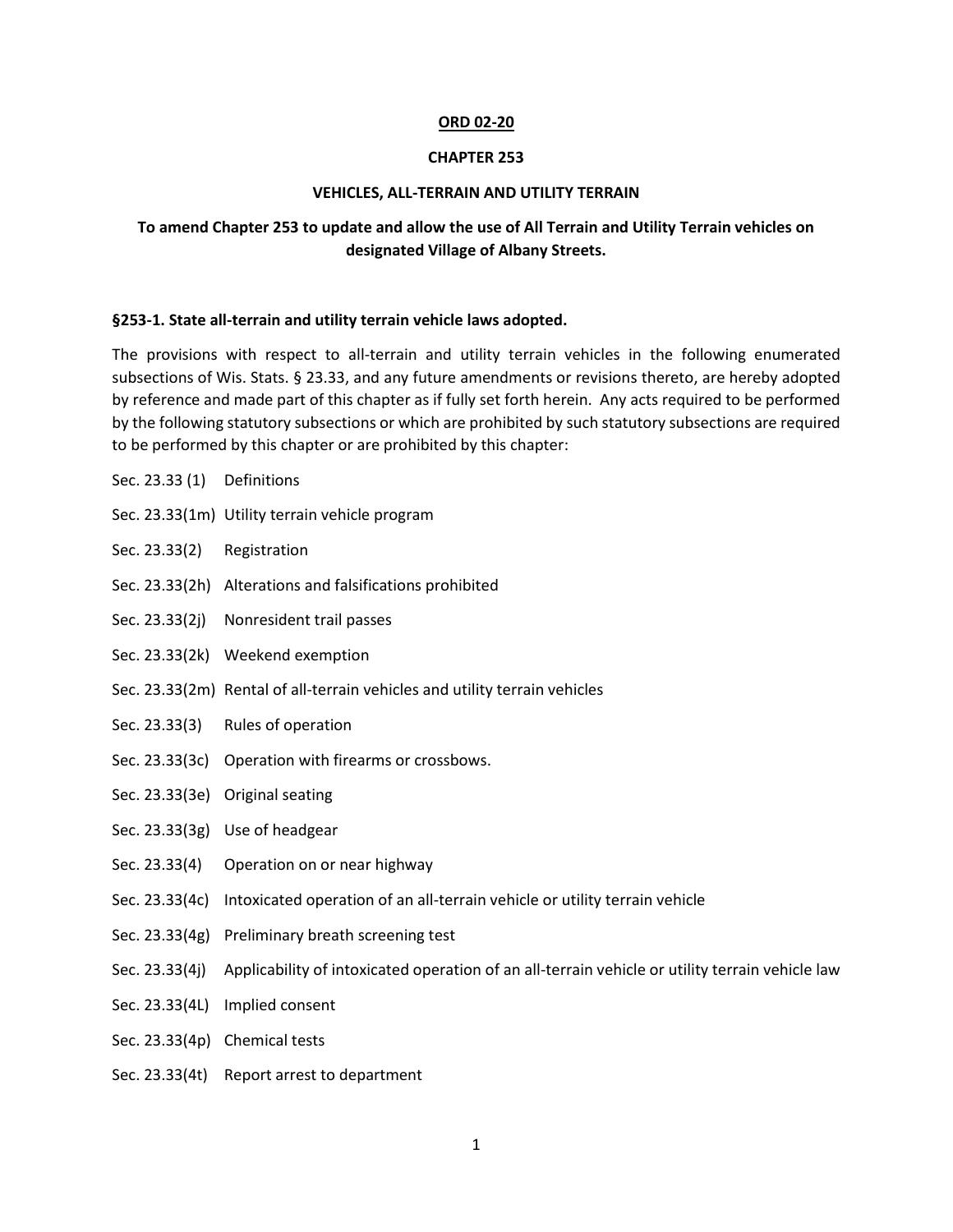**ORD 02-20**

**CHAPTER 253**

**VEHICLES, ALL-TERRAIN AND UTILITY TERRAIN**

**To amend Chapter 253 to update and allow the use of All Terrain and Utility Terrain vehicles on designated Village of Albany Streets.**

**§253-1. State all-terrain and utility terrain vehicle laws adopted.**

The provisions with respect to all-terrain and utility terrain vehicles in the following enumerated subsections of Wis. Stats. § 23.33, and any future amendments or revisions thereto, are hereby adopted by reference and made part of this chapter as if fully set forth herein. Any acts required to be performed by the following statutory subsections or which are prohibited by such statutory subsections are required to be performed by this chapter or are prohibited by this chapter:

Sec. 23.33 (1) Definitions

Sec. 23.33(1m) Utility terrain vehicle program

Sec. 23.33(2) Registration

Sec. 23.33(2h) Alterations and falsifications prohibited

Sec. 23.33(2j) Nonresident trail passes

Sec. 23.33(2k) Weekend exemption

Sec. 23.33(2m) Rental of all-terrain vehicles and utility terrain vehicles

Sec. 23.33(3) Rules of operation

Sec. 23.33(3c) Operation with firearms or crossbows.

Sec. 23.33(3e) Original seating

Sec. 23.33(3g) Use of headgear

Sec. 23.33(4) Operation on or near highway

Sec. 23.33(4c) Intoxicated operation of an all-terrain vehicle or utility terrain vehicle

Sec. 23.33(4g) Preliminary breath screening test

Sec. 23.33(4j) Applicability of intoxicated operation of an all-terrain vehicle or utility terrain vehicle law

Sec. 23.33(4L) Implied consent

Sec. 23.33(4p) Chemical tests

Sec. 23.33(4t) Report arrest to department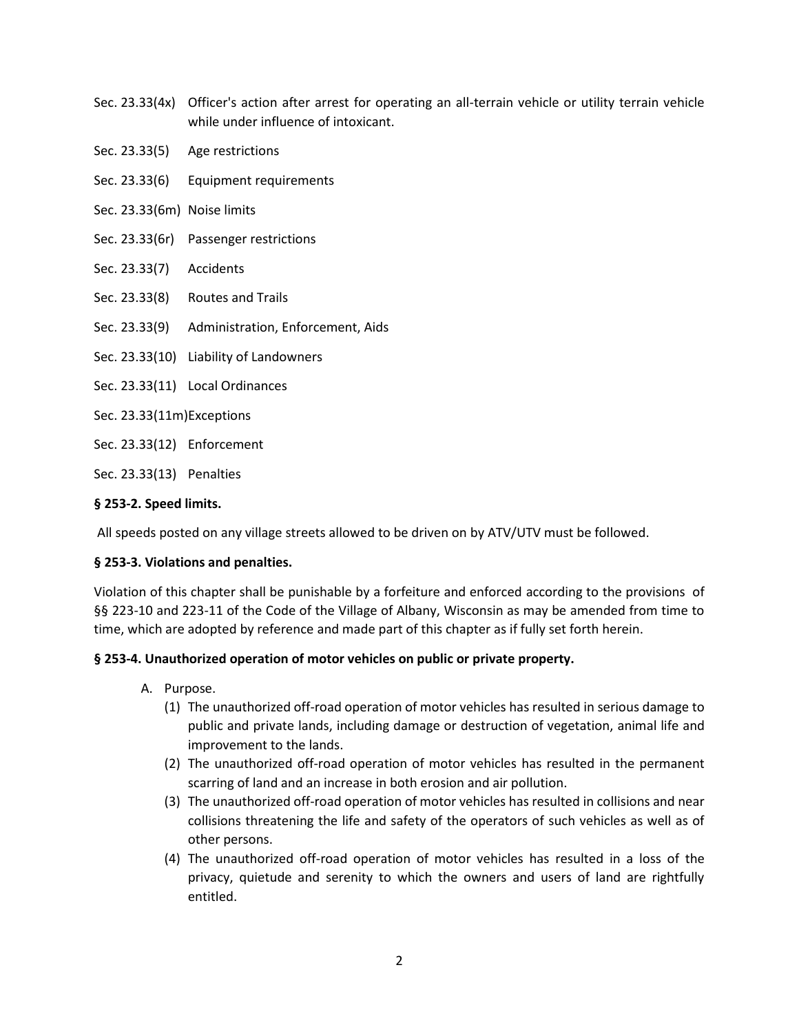Sec. 23.33(4x) Officer's action after arrest for operating an all-terrain vehicle or utility terrain vehicle while under influence of intoxicant.

Sec. 23.33(5) Age restrictions

Sec. 23.33(6) Equipment requirements

Sec. 23.33(6m) Noise limits

Sec. 23.33(6r) Passenger restrictions

Sec. 23.33(7) Accidents

Sec. 23.33(8) Routes and Trails

Sec. 23.33(9) Administration, Enforcement, Aids

Sec. 23.33(10) Liability of Landowners

Sec. 23.33(11) Local Ordinances

Sec. 23.33(11m)Exceptions

Sec. 23.33(12) Enforcement

Sec. 23.33(13) Penalties

**§ 253-2. Speed limits.**

All speeds posted on any village streets allowed to be driven on by ATV/UTV must be followed.

**§ 253-3. Violations and penalties.**

Violation of this chapter shall be punishable by a forfeiture and enforced according to the provisions of §§ 223-10 and 223-11 of the Code of the Village of Albany, Wisconsin as may be amended from time to time, which are adopted by reference and made part of this chapter as if fully set forth herein.

**§ 253-4. Unauthorized operation of motor vehicles on public or private property.**

A. Purpose.
   1. (1) The unauthorized off-road operation of motor vehicles has resulted in serious damage to public and private lands, including damage or destruction of vegetation, animal life and improvement to the lands.
   2. (2) The unauthorized off-road operation of motor vehicles has resulted in the permanent scarring of land and an increase in both erosion and air pollution.
   3. (3) The unauthorized off-road operation of motor vehicles has resulted in collisions and near collisions threatening the life and safety of the operators of such vehicles as well as of other persons.
   4. (4) The unauthorized off-road operation of motor vehicles has resulted in a loss of the privacy, quietude and serenity to which the owners and users of land are rightfully entitled.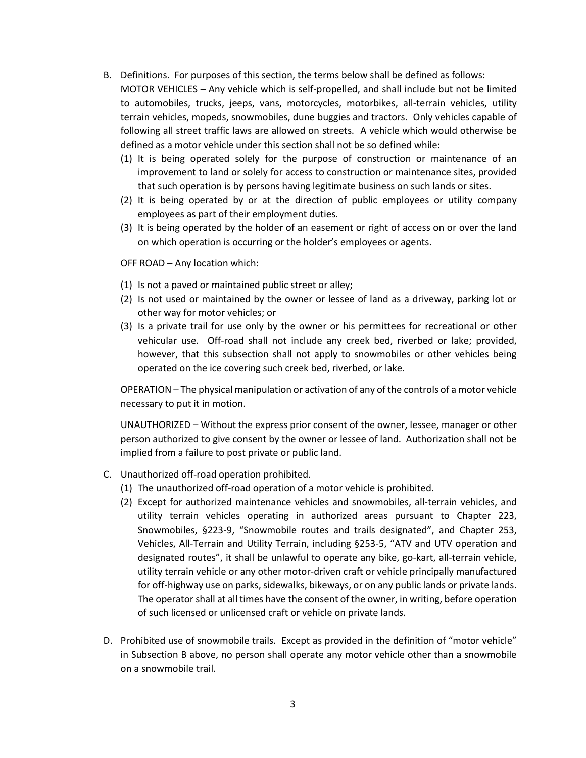B. Definitions. For purposes of this section, the terms below shall be defined as follows:

MOTOR VEHICLES – Any vehicle which is self-propelled, and shall include but not be limited to automobiles, trucks, jeeps, vans, motorcycles, motorbikes, all-terrain vehicles, utility terrain vehicles, mopeds, snowmobiles, dune buggies and tractors. Only vehicles capable of following all street traffic laws are allowed on streets. A vehicle which would otherwise be defined as a motor vehicle under this section shall not be so defined while:

(1) It is being operated solely for the purpose of construction or maintenance of an improvement to land or solely for access to construction or maintenance sites, provided that such operation is by persons having legitimate business on such lands or sites.

(2) It is being operated by or at the direction of public employees or utility company employees as part of their employment duties.

(3) It is being operated by the holder of an easement or right of access on or over the land on which operation is occurring or the holder's employees or agents.

OFF ROAD – Any location which:

(1) Is not a paved or maintained public street or alley;

(2) Is not used or maintained by the owner or lessee of land as a driveway, parking lot or other way for motor vehicles; or

(3) Is a private trail for use only by the owner or his permittees for recreational or other vehicular use. Off-road shall not include any creek bed, riverbed or lake; provided, however, that this subsection shall not apply to snowmobiles or other vehicles being operated on the ice covering such creek bed, riverbed, or lake.

OPERATION – The physical manipulation or activation of any of the controls of a motor vehicle necessary to put it in motion.

UNAUTHORIZED – Without the express prior consent of the owner, lessee, manager or other person authorized to give consent by the owner or lessee of land. Authorization shall not be implied from a failure to post private or public land.

C. Unauthorized off-road operation prohibited.

(1) The unauthorized off-road operation of a motor vehicle is prohibited.

(2) Except for authorized maintenance vehicles and snowmobiles, all-terrain vehicles, and utility terrain vehicles operating in authorized areas pursuant to Chapter 223, Snowmobiles, §223-9, "Snowmobile routes and trails designated", and Chapter 253, Vehicles, All-Terrain and Utility Terrain, including §253-5, "ATV and UTV operation and designated routes", it shall be unlawful to operate any bike, go-kart, all-terrain vehicle, utility terrain vehicle or any other motor-driven craft or vehicle principally manufactured for off-highway use on parks, sidewalks, bikeways, or on any public lands or private lands. The operator shall at all times have the consent of the owner, in writing, before operation of such licensed or unlicensed craft or vehicle on private lands.

D. Prohibited use of snowmobile trails. Except as provided in the definition of "motor vehicle" in Subsection B above, no person shall operate any motor vehicle other than a snowmobile on a snowmobile trail.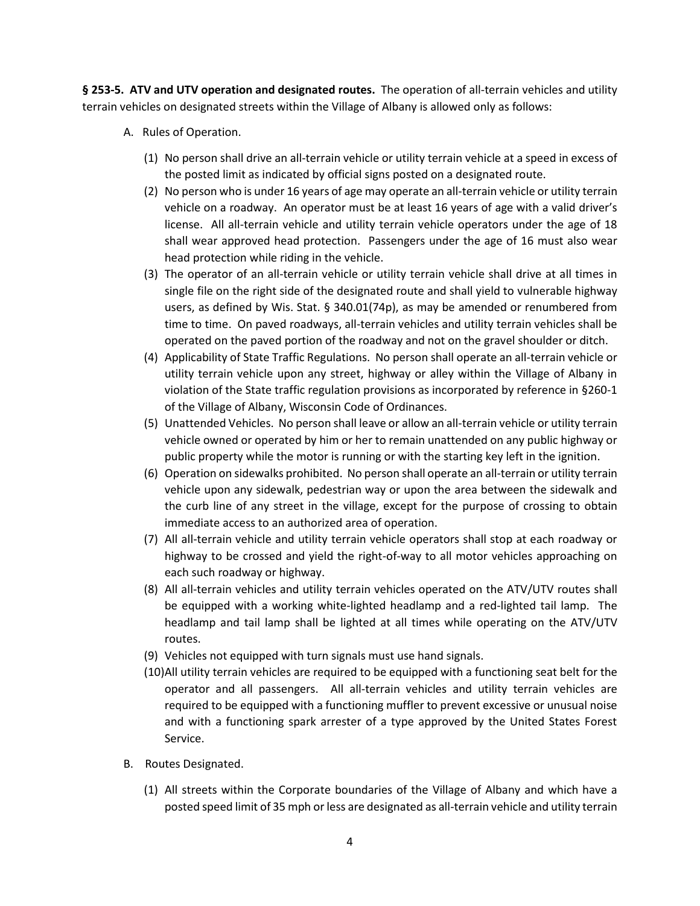**§ 253-5. ATV and UTV operation and designated routes.** The operation of all-terrain vehicles and utility terrain vehicles on designated streets within the Village of Albany is allowed only as follows:

A. Rules of Operation.

   (1) No person shall drive an all-terrain vehicle or utility terrain vehicle at a speed in excess of the posted limit as indicated by official signs posted on a designated route.

   (2) No person who is under 16 years of age may operate an all-terrain vehicle or utility terrain vehicle on a roadway. An operator must be at least 16 years of age with a valid driver's license. All all-terrain vehicle and utility terrain vehicle operators under the age of 18 shall wear approved head protection. Passengers under the age of 16 must also wear head protection while riding in the vehicle.

   (3) The operator of an all-terrain vehicle or utility terrain vehicle shall drive at all times in single file on the right side of the designated route and shall yield to vulnerable highway users, as defined by Wis. Stat. § 340.01(74p), as may be amended or renumbered from time to time. On paved roadways, all-terrain vehicles and utility terrain vehicles shall be operated on the paved portion of the roadway and not on the gravel shoulder or ditch.

   (4) Applicability of State Traffic Regulations. No person shall operate an all-terrain vehicle or utility terrain vehicle upon any street, highway or alley within the Village of Albany in violation of the State traffic regulation provisions as incorporated by reference in §260-1 of the Village of Albany, Wisconsin Code of Ordinances.

   (5) Unattended Vehicles. No person shall leave or allow an all-terrain vehicle or utility terrain vehicle owned or operated by him or her to remain unattended on any public highway or public property while the motor is running or with the starting key left in the ignition.

   (6) Operation on sidewalks prohibited. No person shall operate an all-terrain or utility terrain vehicle upon any sidewalk, pedestrian way or upon the area between the sidewalk and the curb line of any street in the village, except for the purpose of crossing to obtain immediate access to an authorized area of operation.

   (7) All all-terrain vehicle and utility terrain vehicle operators shall stop at each roadway or highway to be crossed and yield the right-of-way to all motor vehicles approaching on each such roadway or highway.

   (8) All all-terrain vehicles and utility terrain vehicles operated on the ATV/UTV routes shall be equipped with a working white-lighted headlamp and a red-lighted tail lamp. The headlamp and tail lamp shall be lighted at all times while operating on the ATV/UTV routes.

   (9) Vehicles not equipped with turn signals must use hand signals.

   (10) All utility terrain vehicles are required to be equipped with a functioning seat belt for the operator and all passengers. All all-terrain vehicles and utility terrain vehicles are required to be equipped with a functioning muffler to prevent excessive or unusual noise and with a functioning spark arrester of a type approved by the United States Forest Service.

B. Routes Designated.

   (1) All streets within the Corporate boundaries of the Village of Albany and which have a posted speed limit of 35 mph or less are designated as all-terrain vehicle and utility terrain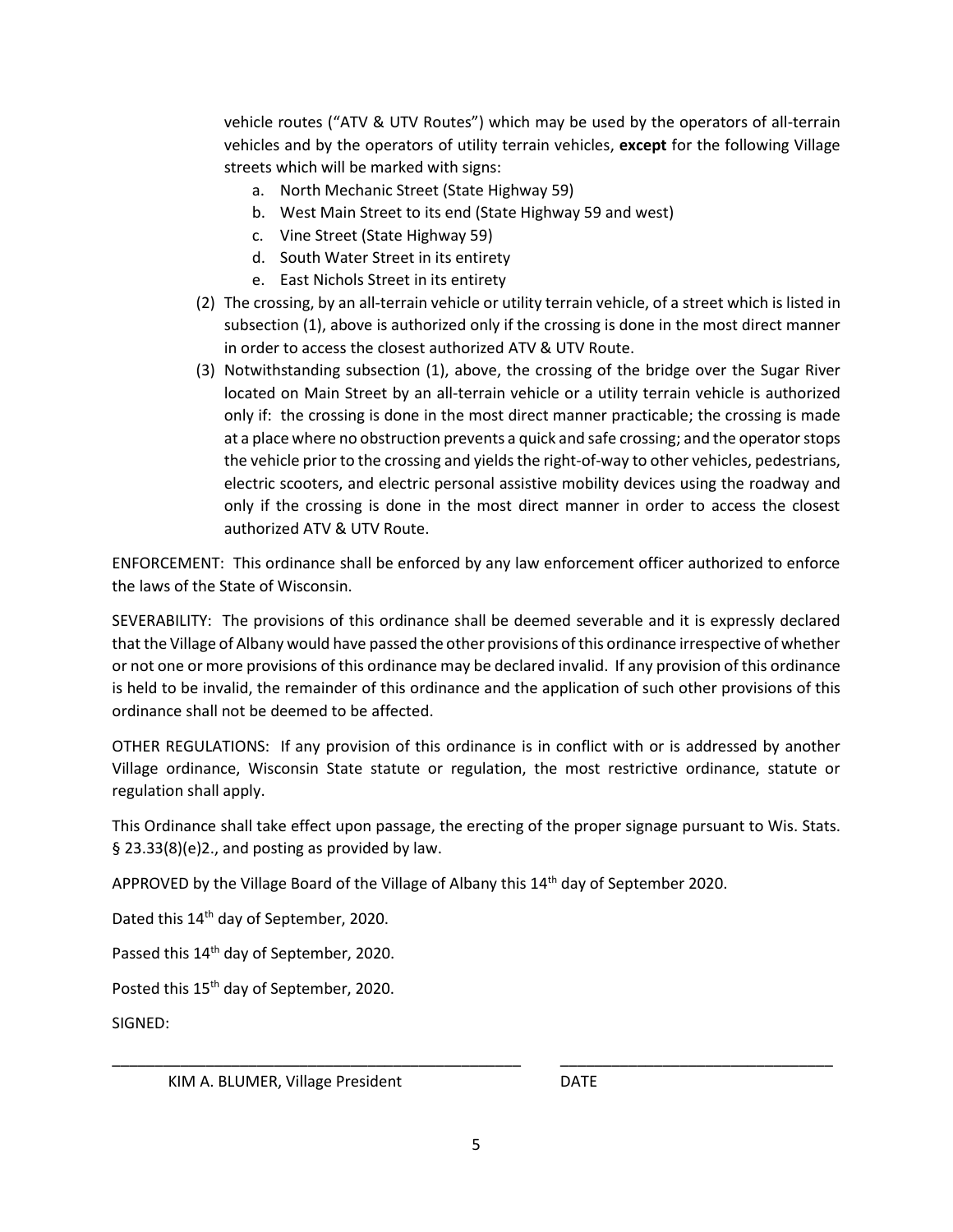vehicle routes ("ATV & UTV Routes") which may be used by the operators of all-terrain vehicles and by the operators of utility terrain vehicles, **except** for the following Village streets which will be marked with signs:

   a. North Mechanic Street (State Highway 59)
   b. West Main Street to its end (State Highway 59 and west)
   c. Vine Street (State Highway 59)
   d. South Water Street in its entirety
   e. East Nichols Street in its entirety

(2) The crossing, by an all-terrain vehicle or utility terrain vehicle, of a street which is listed in subsection (1), above is authorized only if the crossing is done in the most direct manner in order to access the closest authorized ATV & UTV Route.

(3) Notwithstanding subsection (1), above, the crossing of the bridge over the Sugar River located on Main Street by an all-terrain vehicle or a utility terrain vehicle is authorized only if: the crossing is done in the most direct manner practicable; the crossing is made at a place where no obstruction prevents a quick and safe crossing; and the operator stops the vehicle prior to the crossing and yields the right-of-way to other vehicles, pedestrians, electric scooters, and electric personal assistive mobility devices using the roadway and only if the crossing is done in the most direct manner in order to access the closest authorized ATV & UTV Route.

ENFORCEMENT: This ordinance shall be enforced by any law enforcement officer authorized to enforce the laws of the State of Wisconsin.

SEVERABILITY: The provisions of this ordinance shall be deemed severable and it is expressly declared that the Village of Albany would have passed the other provisions of this ordinance irrespective of whether or not one or more provisions of this ordinance may be declared invalid. If any provision of this ordinance is held to be invalid, the remainder of this ordinance and the application of such other provisions of this ordinance shall not be deemed to be affected.

OTHER REGULATIONS: If any provision of this ordinance is in conflict with or is addressed by another Village ordinance, Wisconsin State statute or regulation, the most restrictive ordinance, statute or regulation shall apply.

This Ordinance shall take effect upon passage, the erecting of the proper signage pursuant to Wis. Stats. § 23.33(8)(e)2., and posting as provided by law.

APPROVED by the Village Board of the Village of Albany this 14th day of September 2020.

Dated this 14th day of September, 2020.

Passed this 14th day of September, 2020.

Posted this 15th day of September, 2020.

SIGNED:

\_\_\_\_\_\_\_\_\_\_\_\_\_\_\_\_\_\_\_\_\_\_\_\_\_\_\_\_\_\_\_\_\_\_\_\_\_\_\_\_\_\_\_\_\_\_ &nbsp;&nbsp;&nbsp;&nbsp; \_\_\_\_\_\_\_\_\_\_\_\_\_\_\_\_\_\_\_\_\_\_\_\_\_\_\_\_\_\_

KIM A. BLUMER, Village President &nbsp;&nbsp;&nbsp;&nbsp;&nbsp;&nbsp;&nbsp;&nbsp;&nbsp;&nbsp;&nbsp;&nbsp; DATE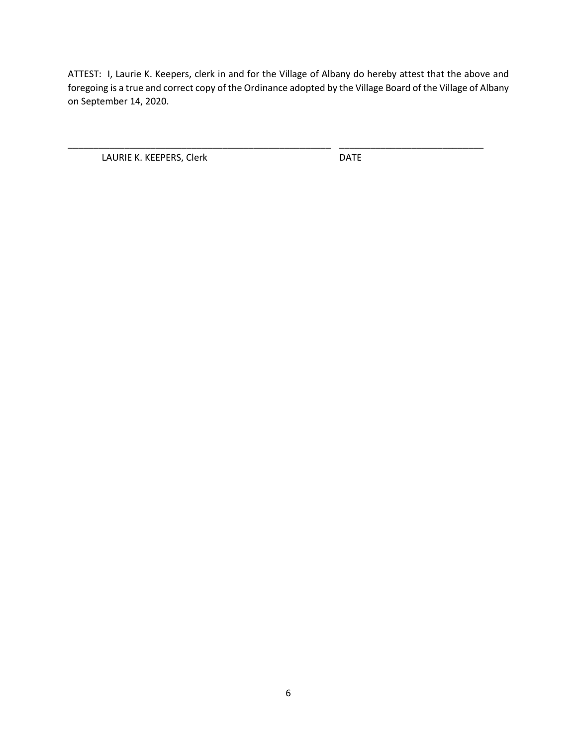ATTEST: I, Laurie K. Keepers, clerk in and for the Village of Albany do hereby attest that the above and foregoing is a true and correct copy of the Ordinance adopted by the Village Board of the Village of Albany on September 14, 2020.

\_\_\_\_\_\_\_\_\_\_\_\_\_\_\_\_\_\_\_\_\_\_\_\_\_\_\_\_\_\_\_\_\_\_\_\_\_\_\_\_\_\_\_\_\_\_\_\_ \_\_\_\_\_\_\_\_\_\_\_\_\_\_\_\_\_\_\_\_\_\_\_\_\_\_\_\_

LAURIE K. KEEPERS, Clerk DATE